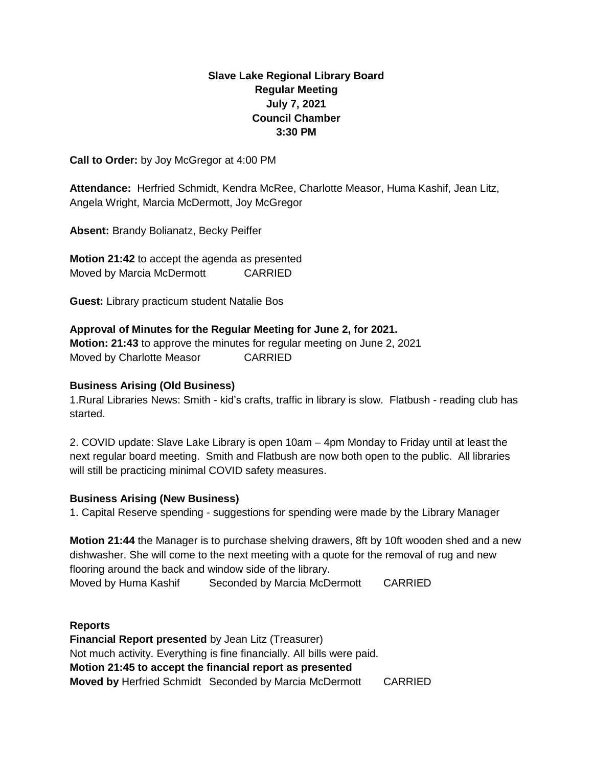**Slave Lake Regional Library Board**
**Regular Meeting**
**July 7, 2021**
**Council Chamber**
**3:30 PM**

**Call to Order:** by Joy McGregor at 4:00 PM

**Attendance:** Herfried Schmidt, Kendra McRee, Charlotte Measor, Huma Kashif, Jean Litz, Angela Wright, Marcia McDermott, Joy McGregor

**Absent:** Brandy Bolianatz, Becky Peiffer

**Motion 21:42** to accept the agenda as presented
Moved by Marcia McDermott CARRIED

**Guest:** Library practicum student Natalie Bos

**Approval of Minutes for the Regular Meeting for June 2, for 2021.**
**Motion: 21:43** to approve the minutes for regular meeting on June 2, 2021
Moved by Charlotte Measor CARRIED

**Business Arising (Old Business)**

1.Rural Libraries News: Smith - kid's crafts, traffic in library is slow. Flatbush - reading club has started.

2. COVID update: Slave Lake Library is open 10am – 4pm Monday to Friday until at least the next regular board meeting. Smith and Flatbush are now both open to the public. All libraries will still be practicing minimal COVID safety measures.

**Business Arising (New Business)**

1. Capital Reserve spending - suggestions for spending were made by the Library Manager

**Motion 21:44** the Manager is to purchase shelving drawers, 8ft by 10ft wooden shed and a new dishwasher. She will come to the next meeting with a quote for the removal of rug and new flooring around the back and window side of the library.
Moved by Huma Kashif Seconded by Marcia McDermott CARRIED

**Reports**

**Financial Report presented** by Jean Litz (Treasurer)
Not much activity. Everything is fine financially. All bills were paid.
**Motion 21:45 to accept the financial report as presented**
**Moved by** Herfried Schmidt Seconded by Marcia McDermott CARRIED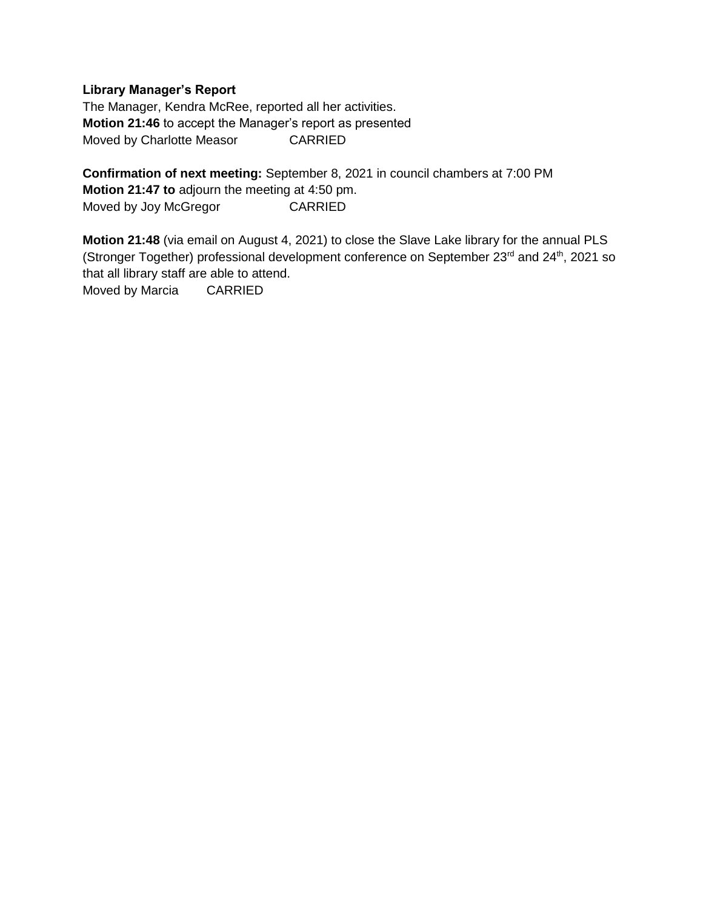**Library Manager's Report**

The Manager, Kendra McRee, reported all her activities.

**Motion 21:46** to accept the Manager's report as presented

Moved by Charlotte Measor CARRIED

**Confirmation of next meeting:** September 8, 2021 in council chambers at 7:00 PM

**Motion 21:47 to** adjourn the meeting at 4:50 pm.

Moved by Joy McGregor CARRIED

**Motion 21:48** (via email on August 4, 2021) to close the Slave Lake library for the annual PLS (Stronger Together) professional development conference on September 23rd and 24th, 2021 so that all library staff are able to attend.

Moved by Marcia CARRIED